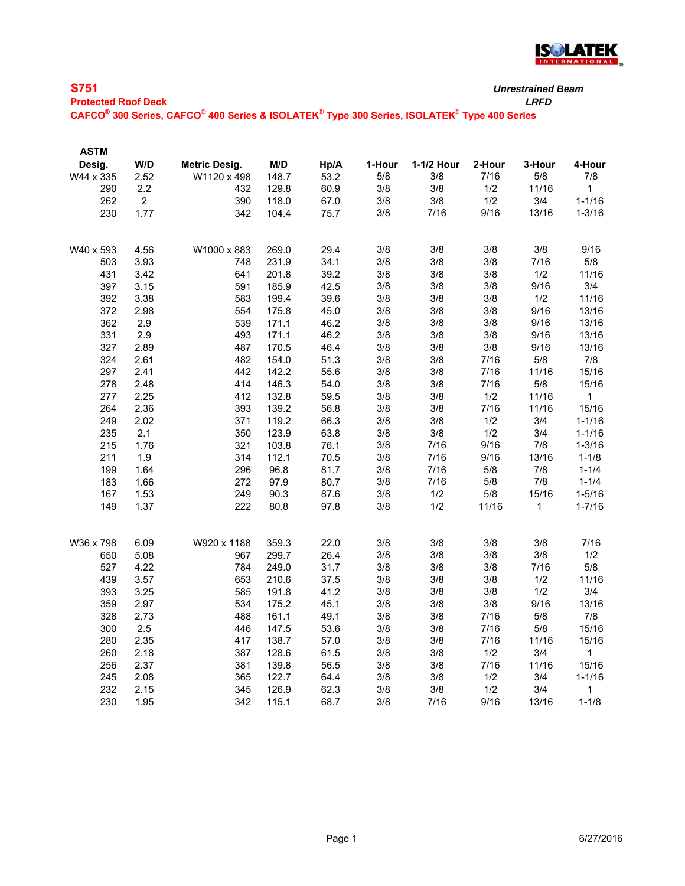## S751

**Protected Roof Deck**

***Unrestrained Beam***

***LRFD***

**CAFCO® 300 Series, CAFCO® 400 Series & ISOLATEK® Type 300 Series, ISOLATEK® Type 400 Series**

| ASTM Desig. | W/D | Metric Desig. | M/D | Hp/A | 1-Hour | 1-1/2 Hour | 2-Hour | 3-Hour | 4-Hour |
|---|---|---|---|---|---|---|---|---|---|
| W44 x 335 | 2.52 | W1120 x 498 | 148.7 | 53.2 | 5/8 | 3/8 | 7/16 | 5/8 | 7/8 |
| 290 | 2.2 | 432 | 129.8 | 60.9 | 3/8 | 3/8 | 1/2 | 11/16 | 1 |
| 262 | 2 | 390 | 118.0 | 67.0 | 3/8 | 3/8 | 1/2 | 3/4 | 1-1/16 |
| 230 | 1.77 | 342 | 104.4 | 75.7 | 3/8 | 7/16 | 9/16 | 13/16 | 1-3/16 |
| | | | | | | | | | |
| W40 x 593 | 4.56 | W1000 x 883 | 269.0 | 29.4 | 3/8 | 3/8 | 3/8 | 3/8 | 9/16 |
| 503 | 3.93 | 748 | 231.9 | 34.1 | 3/8 | 3/8 | 3/8 | 7/16 | 5/8 |
| 431 | 3.42 | 641 | 201.8 | 39.2 | 3/8 | 3/8 | 3/8 | 1/2 | 11/16 |
| 397 | 3.15 | 591 | 185.9 | 42.5 | 3/8 | 3/8 | 3/8 | 9/16 | 3/4 |
| 392 | 3.38 | 583 | 199.4 | 39.6 | 3/8 | 3/8 | 3/8 | 1/2 | 11/16 |
| 372 | 2.98 | 554 | 175.8 | 45.0 | 3/8 | 3/8 | 3/8 | 9/16 | 13/16 |
| 362 | 2.9 | 539 | 171.1 | 46.2 | 3/8 | 3/8 | 3/8 | 9/16 | 13/16 |
| 331 | 2.9 | 493 | 171.1 | 46.2 | 3/8 | 3/8 | 3/8 | 9/16 | 13/16 |
| 327 | 2.89 | 487 | 170.5 | 46.4 | 3/8 | 3/8 | 3/8 | 9/16 | 13/16 |
| 324 | 2.61 | 482 | 154.0 | 51.3 | 3/8 | 3/8 | 7/16 | 5/8 | 7/8 |
| 297 | 2.41 | 442 | 142.2 | 55.6 | 3/8 | 3/8 | 7/16 | 11/16 | 15/16 |
| 278 | 2.48 | 414 | 146.3 | 54.0 | 3/8 | 3/8 | 7/16 | 5/8 | 15/16 |
| 277 | 2.25 | 412 | 132.8 | 59.5 | 3/8 | 3/8 | 1/2 | 11/16 | 1 |
| 264 | 2.36 | 393 | 139.2 | 56.8 | 3/8 | 3/8 | 7/16 | 11/16 | 15/16 |
| 249 | 2.02 | 371 | 119.2 | 66.3 | 3/8 | 3/8 | 1/2 | 3/4 | 1-1/16 |
| 235 | 2.1 | 350 | 123.9 | 63.8 | 3/8 | 3/8 | 1/2 | 3/4 | 1-1/16 |
| 215 | 1.76 | 321 | 103.8 | 76.1 | 3/8 | 7/16 | 9/16 | 7/8 | 1-3/16 |
| 211 | 1.9 | 314 | 112.1 | 70.5 | 3/8 | 7/16 | 9/16 | 13/16 | 1-1/8 |
| 199 | 1.64 | 296 | 96.8 | 81.7 | 3/8 | 7/16 | 5/8 | 7/8 | 1-1/4 |
| 183 | 1.66 | 272 | 97.9 | 80.7 | 3/8 | 7/16 | 5/8 | 7/8 | 1-1/4 |
| 167 | 1.53 | 249 | 90.3 | 87.6 | 3/8 | 1/2 | 5/8 | 15/16 | 1-5/16 |
| 149 | 1.37 | 222 | 80.8 | 97.8 | 3/8 | 1/2 | 11/16 | 1 | 1-7/16 |
| | | | | | | | | | |
| W36 x 798 | 6.09 | W920 x 1188 | 359.3 | 22.0 | 3/8 | 3/8 | 3/8 | 3/8 | 7/16 |
| 650 | 5.08 | 967 | 299.7 | 26.4 | 3/8 | 3/8 | 3/8 | 3/8 | 1/2 |
| 527 | 4.22 | 784 | 249.0 | 31.7 | 3/8 | 3/8 | 3/8 | 7/16 | 5/8 |
| 439 | 3.57 | 653 | 210.6 | 37.5 | 3/8 | 3/8 | 3/8 | 1/2 | 11/16 |
| 393 | 3.25 | 585 | 191.8 | 41.2 | 3/8 | 3/8 | 3/8 | 1/2 | 3/4 |
| 359 | 2.97 | 534 | 175.2 | 45.1 | 3/8 | 3/8 | 3/8 | 9/16 | 13/16 |
| 328 | 2.73 | 488 | 161.1 | 49.1 | 3/8 | 3/8 | 7/16 | 5/8 | 7/8 |
| 300 | 2.5 | 446 | 147.5 | 53.6 | 3/8 | 3/8 | 7/16 | 5/8 | 15/16 |
| 280 | 2.35 | 417 | 138.7 | 57.0 | 3/8 | 3/8 | 7/16 | 11/16 | 15/16 |
| 260 | 2.18 | 387 | 128.6 | 61.5 | 3/8 | 3/8 | 1/2 | 3/4 | 1 |
| 256 | 2.37 | 381 | 139.8 | 56.5 | 3/8 | 3/8 | 7/16 | 11/16 | 15/16 |
| 245 | 2.08 | 365 | 122.7 | 64.4 | 3/8 | 3/8 | 1/2 | 3/4 | 1-1/16 |
| 232 | 2.15 | 345 | 126.9 | 62.3 | 3/8 | 3/8 | 1/2 | 3/4 | 1 |
| 230 | 1.95 | 342 | 115.1 | 68.7 | 3/8 | 7/16 | 9/16 | 13/16 | 1-1/8 |

6/27/2016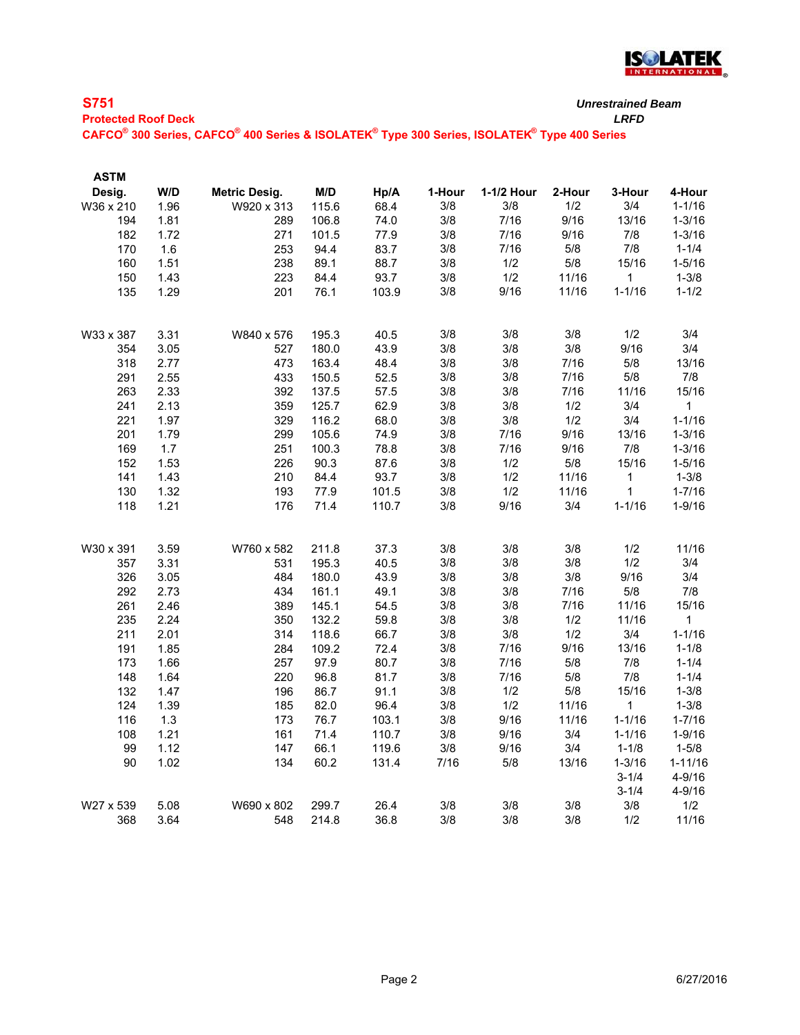**ISOLATEK INTERNATIONAL**

## S751

**Protected Roof Deck**

**CAFCO® 300 Series, CAFCO® 400 Series & ISOLATEK® Type 300 Series, ISOLATEK® Type 400 Series**

***Unrestrained Beam***

***LRFD***

| ASTM Desig. | W/D | Metric Desig. | M/D | Hp/A | 1-Hour | 1-1/2 Hour | 2-Hour | 3-Hour | 4-Hour |
|---|---|---|---|---|---|---|---|---|---|
| W36 x 210 | 1.96 | W920 x 313 | 115.6 | 68.4 | 3/8 | 3/8 | 1/2 | 3/4 | 1-1/16 |
| 194 | 1.81 | 289 | 106.8 | 74.0 | 3/8 | 7/16 | 9/16 | 13/16 | 1-3/16 |
| 182 | 1.72 | 271 | 101.5 | 77.9 | 3/8 | 7/16 | 9/16 | 7/8 | 1-3/16 |
| 170 | 1.6 | 253 | 94.4 | 83.7 | 3/8 | 7/16 | 5/8 | 7/8 | 1-1/4 |
| 160 | 1.51 | 238 | 89.1 | 88.7 | 3/8 | 1/2 | 5/8 | 15/16 | 1-5/16 |
| 150 | 1.43 | 223 | 84.4 | 93.7 | 3/8 | 1/2 | 11/16 | 1 | 1-3/8 |
| 135 | 1.29 | 201 | 76.1 | 103.9 | 3/8 | 9/16 | 11/16 | 1-1/16 | 1-1/2 |
| | | | | | | | | | |
| W33 x 387 | 3.31 | W840 x 576 | 195.3 | 40.5 | 3/8 | 3/8 | 3/8 | 1/2 | 3/4 |
| 354 | 3.05 | 527 | 180.0 | 43.9 | 3/8 | 3/8 | 3/8 | 9/16 | 3/4 |
| 318 | 2.77 | 473 | 163.4 | 48.4 | 3/8 | 3/8 | 7/16 | 5/8 | 13/16 |
| 291 | 2.55 | 433 | 150.5 | 52.5 | 3/8 | 3/8 | 7/16 | 5/8 | 7/8 |
| 263 | 2.33 | 392 | 137.5 | 57.5 | 3/8 | 3/8 | 7/16 | 11/16 | 15/16 |
| 241 | 2.13 | 359 | 125.7 | 62.9 | 3/8 | 3/8 | 1/2 | 3/4 | 1 |
| 221 | 1.97 | 329 | 116.2 | 68.0 | 3/8 | 3/8 | 1/2 | 3/4 | 1-1/16 |
| 201 | 1.79 | 299 | 105.6 | 74.9 | 3/8 | 7/16 | 9/16 | 13/16 | 1-3/16 |
| 169 | 1.7 | 251 | 100.3 | 78.8 | 3/8 | 7/16 | 9/16 | 7/8 | 1-3/16 |
| 152 | 1.53 | 226 | 90.3 | 87.6 | 3/8 | 1/2 | 5/8 | 15/16 | 1-5/16 |
| 141 | 1.43 | 210 | 84.4 | 93.7 | 3/8 | 1/2 | 11/16 | 1 | 1-3/8 |
| 130 | 1.32 | 193 | 77.9 | 101.5 | 3/8 | 1/2 | 11/16 | 1 | 1-7/16 |
| 118 | 1.21 | 176 | 71.4 | 110.7 | 3/8 | 9/16 | 3/4 | 1-1/16 | 1-9/16 |
| | | | | | | | | | |
| W30 x 391 | 3.59 | W760 x 582 | 211.8 | 37.3 | 3/8 | 3/8 | 3/8 | 1/2 | 11/16 |
| 357 | 3.31 | 531 | 195.3 | 40.5 | 3/8 | 3/8 | 3/8 | 1/2 | 3/4 |
| 326 | 3.05 | 484 | 180.0 | 43.9 | 3/8 | 3/8 | 3/8 | 9/16 | 3/4 |
| 292 | 2.73 | 434 | 161.1 | 49.1 | 3/8 | 3/8 | 7/16 | 5/8 | 7/8 |
| 261 | 2.46 | 389 | 145.1 | 54.5 | 3/8 | 3/8 | 7/16 | 11/16 | 15/16 |
| 235 | 2.24 | 350 | 132.2 | 59.8 | 3/8 | 3/8 | 1/2 | 11/16 | 1 |
| 211 | 2.01 | 314 | 118.6 | 66.7 | 3/8 | 3/8 | 1/2 | 3/4 | 1-1/16 |
| 191 | 1.85 | 284 | 109.2 | 72.4 | 3/8 | 7/16 | 9/16 | 13/16 | 1-1/8 |
| 173 | 1.66 | 257 | 97.9 | 80.7 | 3/8 | 7/16 | 5/8 | 7/8 | 1-1/4 |
| 148 | 1.64 | 220 | 96.8 | 81.7 | 3/8 | 7/16 | 5/8 | 7/8 | 1-1/4 |
| 132 | 1.47 | 196 | 86.7 | 91.1 | 3/8 | 1/2 | 5/8 | 15/16 | 1-3/8 |
| 124 | 1.39 | 185 | 82.0 | 96.4 | 3/8 | 1/2 | 11/16 | 1 | 1-3/8 |
| 116 | 1.3 | 173 | 76.7 | 103.1 | 3/8 | 9/16 | 11/16 | 1-1/16 | 1-7/16 |
| 108 | 1.21 | 161 | 71.4 | 110.7 | 3/8 | 9/16 | 3/4 | 1-1/16 | 1-9/16 |
| 99 | 1.12 | 147 | 66.1 | 119.6 | 3/8 | 9/16 | 3/4 | 1-1/8 | 1-5/8 |
| 90 | 1.02 | 134 | 60.2 | 131.4 | 7/16 | 5/8 | 13/16 | 1-3/16 | 1-11/16 |
| | | | | | | | | 3-1/4 | 4-9/16 |
| | | | | | | | | 3-1/4 | 4-9/16 |
| W27 x 539 | 5.08 | W690 x 802 | 299.7 | 26.4 | 3/8 | 3/8 | 3/8 | 3/8 | 1/2 |
| 368 | 3.64 | 548 | 214.8 | 36.8 | 3/8 | 3/8 | 3/8 | 1/2 | 11/16 |

6/27/2016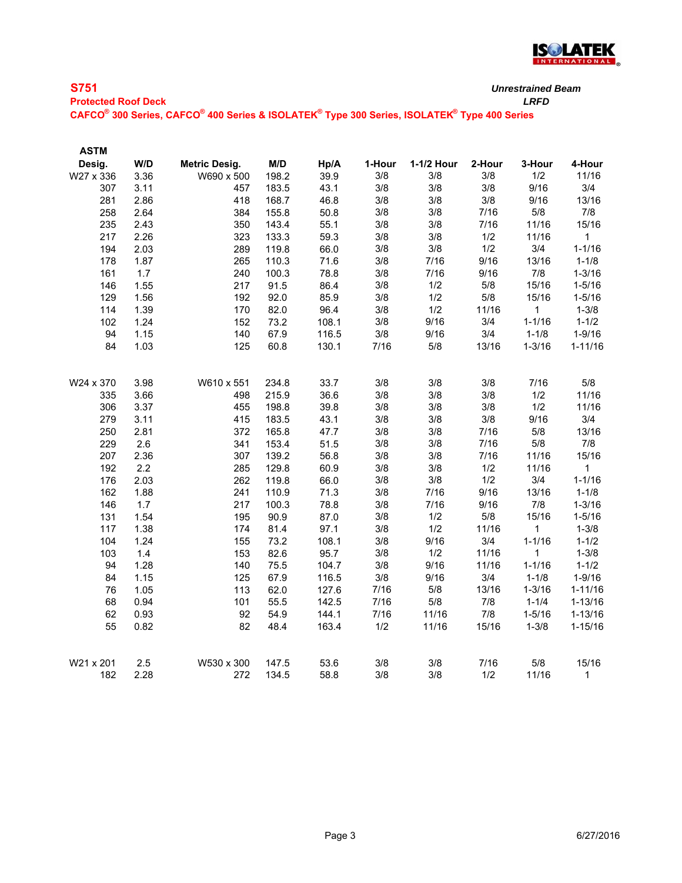## S751

***Unrestrained Beam***

**Protected Roof Deck**

***LRFD***

**CAFCO® 300 Series, CAFCO® 400 Series & ISOLATEK® Type 300 Series, ISOLATEK® Type 400 Series**

| ASTM Desig. | W/D | Metric Desig. | M/D | Hp/A | 1-Hour | 1-1/2 Hour | 2-Hour | 3-Hour | 4-Hour |
|---|---|---|---|---|---|---|---|---|---|
| W27 x 336 | 3.36 | W690 x 500 | 198.2 | 39.9 | 3/8 | 3/8 | 3/8 | 1/2 | 11/16 |
| 307 | 3.11 | 457 | 183.5 | 43.1 | 3/8 | 3/8 | 3/8 | 9/16 | 3/4 |
| 281 | 2.86 | 418 | 168.7 | 46.8 | 3/8 | 3/8 | 3/8 | 9/16 | 13/16 |
| 258 | 2.64 | 384 | 155.8 | 50.8 | 3/8 | 3/8 | 7/16 | 5/8 | 7/8 |
| 235 | 2.43 | 350 | 143.4 | 55.1 | 3/8 | 3/8 | 7/16 | 11/16 | 15/16 |
| 217 | 2.26 | 323 | 133.3 | 59.3 | 3/8 | 3/8 | 1/2 | 11/16 | 1 |
| 194 | 2.03 | 289 | 119.8 | 66.0 | 3/8 | 3/8 | 1/2 | 3/4 | 1-1/16 |
| 178 | 1.87 | 265 | 110.3 | 71.6 | 3/8 | 7/16 | 9/16 | 13/16 | 1-1/8 |
| 161 | 1.7 | 240 | 100.3 | 78.8 | 3/8 | 7/16 | 9/16 | 7/8 | 1-3/16 |
| 146 | 1.55 | 217 | 91.5 | 86.4 | 3/8 | 1/2 | 5/8 | 15/16 | 1-5/16 |
| 129 | 1.56 | 192 | 92.0 | 85.9 | 3/8 | 1/2 | 5/8 | 15/16 | 1-5/16 |
| 114 | 1.39 | 170 | 82.0 | 96.4 | 3/8 | 1/2 | 11/16 | 1 | 1-3/8 |
| 102 | 1.24 | 152 | 73.2 | 108.1 | 3/8 | 9/16 | 3/4 | 1-1/16 | 1-1/2 |
| 94 | 1.15 | 140 | 67.9 | 116.5 | 3/8 | 9/16 | 3/4 | 1-1/8 | 1-9/16 |
| 84 | 1.03 | 125 | 60.8 | 130.1 | 7/16 | 5/8 | 13/16 | 1-3/16 | 1-11/16 |
| | | | | | | | | | |
| W24 x 370 | 3.98 | W610 x 551 | 234.8 | 33.7 | 3/8 | 3/8 | 3/8 | 7/16 | 5/8 |
| 335 | 3.66 | 498 | 215.9 | 36.6 | 3/8 | 3/8 | 3/8 | 1/2 | 11/16 |
| 306 | 3.37 | 455 | 198.8 | 39.8 | 3/8 | 3/8 | 3/8 | 1/2 | 11/16 |
| 279 | 3.11 | 415 | 183.5 | 43.1 | 3/8 | 3/8 | 3/8 | 9/16 | 3/4 |
| 250 | 2.81 | 372 | 165.8 | 47.7 | 3/8 | 3/8 | 7/16 | 5/8 | 13/16 |
| 229 | 2.6 | 341 | 153.4 | 51.5 | 3/8 | 3/8 | 7/16 | 5/8 | 7/8 |
| 207 | 2.36 | 307 | 139.2 | 56.8 | 3/8 | 3/8 | 7/16 | 11/16 | 15/16 |
| 192 | 2.2 | 285 | 129.8 | 60.9 | 3/8 | 3/8 | 1/2 | 11/16 | 1 |
| 176 | 2.03 | 262 | 119.8 | 66.0 | 3/8 | 3/8 | 1/2 | 3/4 | 1-1/16 |
| 162 | 1.88 | 241 | 110.9 | 71.3 | 3/8 | 7/16 | 9/16 | 13/16 | 1-1/8 |
| 146 | 1.7 | 217 | 100.3 | 78.8 | 3/8 | 7/16 | 9/16 | 7/8 | 1-3/16 |
| 131 | 1.54 | 195 | 90.9 | 87.0 | 3/8 | 1/2 | 5/8 | 15/16 | 1-5/16 |
| 117 | 1.38 | 174 | 81.4 | 97.1 | 3/8 | 1/2 | 11/16 | 1 | 1-3/8 |
| 104 | 1.24 | 155 | 73.2 | 108.1 | 3/8 | 9/16 | 3/4 | 1-1/16 | 1-1/2 |
| 103 | 1.4 | 153 | 82.6 | 95.7 | 3/8 | 1/2 | 11/16 | 1 | 1-3/8 |
| 94 | 1.28 | 140 | 75.5 | 104.7 | 3/8 | 9/16 | 11/16 | 1-1/16 | 1-1/2 |
| 84 | 1.15 | 125 | 67.9 | 116.5 | 3/8 | 9/16 | 3/4 | 1-1/8 | 1-9/16 |
| 76 | 1.05 | 113 | 62.0 | 127.6 | 7/16 | 5/8 | 13/16 | 1-3/16 | 1-11/16 |
| 68 | 0.94 | 101 | 55.5 | 142.5 | 7/16 | 5/8 | 7/8 | 1-1/4 | 1-13/16 |
| 62 | 0.93 | 92 | 54.9 | 144.1 | 7/16 | 11/16 | 7/8 | 1-5/16 | 1-13/16 |
| 55 | 0.82 | 82 | 48.4 | 163.4 | 1/2 | 11/16 | 15/16 | 1-3/8 | 1-15/16 |
| | | | | | | | | | |
| W21 x 201 | 2.5 | W530 x 300 | 147.5 | 53.6 | 3/8 | 3/8 | 7/16 | 5/8 | 15/16 |
| 182 | 2.28 | 272 | 134.5 | 58.8 | 3/8 | 3/8 | 1/2 | 11/16 | 1 |

6/27/2016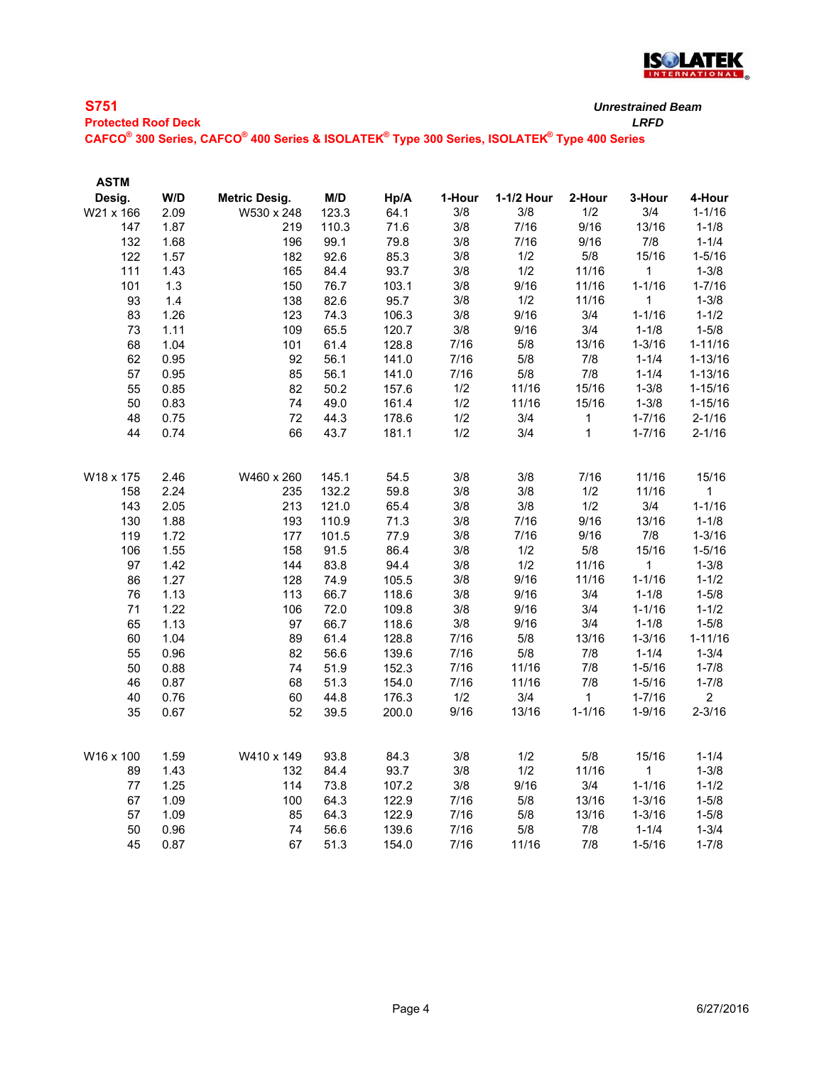**S751** *Unrestrained Beam*

**Protected Roof Deck** *LRFD*

**CAFCO® 300 Series, CAFCO® 400 Series & ISOLATEK® Type 300 Series, ISOLATEK® Type 400 Series**

| ASTM Desig. | W/D | Metric Desig. | M/D | Hp/A | 1-Hour | 1-1/2 Hour | 2-Hour | 3-Hour | 4-Hour |
|---|---|---|---|---|---|---|---|---|---|
| W21 x 166 | 2.09 | W530 x 248 | 123.3 | 64.1 | 3/8 | 3/8 | 1/2 | 3/4 | 1-1/16 |
| 147 | 1.87 | 219 | 110.3 | 71.6 | 3/8 | 7/16 | 9/16 | 13/16 | 1-1/8 |
| 132 | 1.68 | 196 | 99.1 | 79.8 | 3/8 | 7/16 | 9/16 | 7/8 | 1-1/4 |
| 122 | 1.57 | 182 | 92.6 | 85.3 | 3/8 | 1/2 | 5/8 | 15/16 | 1-5/16 |
| 111 | 1.43 | 165 | 84.4 | 93.7 | 3/8 | 1/2 | 11/16 | 1 | 1-3/8 |
| 101 | 1.3 | 150 | 76.7 | 103.1 | 3/8 | 9/16 | 11/16 | 1-1/16 | 1-7/16 |
| 93 | 1.4 | 138 | 82.6 | 95.7 | 3/8 | 1/2 | 11/16 | 1 | 1-3/8 |
| 83 | 1.26 | 123 | 74.3 | 106.3 | 3/8 | 9/16 | 3/4 | 1-1/16 | 1-1/2 |
| 73 | 1.11 | 109 | 65.5 | 120.7 | 3/8 | 9/16 | 3/4 | 1-1/8 | 1-5/8 |
| 68 | 1.04 | 101 | 61.4 | 128.8 | 7/16 | 5/8 | 13/16 | 1-3/16 | 1-11/16 |
| 62 | 0.95 | 92 | 56.1 | 141.0 | 7/16 | 5/8 | 7/8 | 1-1/4 | 1-13/16 |
| 57 | 0.95 | 85 | 56.1 | 141.0 | 7/16 | 5/8 | 7/8 | 1-1/4 | 1-13/16 |
| 55 | 0.85 | 82 | 50.2 | 157.6 | 1/2 | 11/16 | 15/16 | 1-3/8 | 1-15/16 |
| 50 | 0.83 | 74 | 49.0 | 161.4 | 1/2 | 11/16 | 15/16 | 1-3/8 | 1-15/16 |
| 48 | 0.75 | 72 | 44.3 | 178.6 | 1/2 | 3/4 | 1 | 1-7/16 | 2-1/16 |
| 44 | 0.74 | 66 | 43.7 | 181.1 | 1/2 | 3/4 | 1 | 1-7/16 | 2-1/16 |
| | | | | | | | | | |
| W18 x 175 | 2.46 | W460 x 260 | 145.1 | 54.5 | 3/8 | 3/8 | 7/16 | 11/16 | 15/16 |
| 158 | 2.24 | 235 | 132.2 | 59.8 | 3/8 | 3/8 | 1/2 | 11/16 | 1 |
| 143 | 2.05 | 213 | 121.0 | 65.4 | 3/8 | 3/8 | 1/2 | 3/4 | 1-1/16 |
| 130 | 1.88 | 193 | 110.9 | 71.3 | 3/8 | 7/16 | 9/16 | 13/16 | 1-1/8 |
| 119 | 1.72 | 177 | 101.5 | 77.9 | 3/8 | 7/16 | 9/16 | 7/8 | 1-3/16 |
| 106 | 1.55 | 158 | 91.5 | 86.4 | 3/8 | 1/2 | 5/8 | 15/16 | 1-5/16 |
| 97 | 1.42 | 144 | 83.8 | 94.4 | 3/8 | 1/2 | 11/16 | 1 | 1-3/8 |
| 86 | 1.27 | 128 | 74.9 | 105.5 | 3/8 | 9/16 | 11/16 | 1-1/16 | 1-1/2 |
| 76 | 1.13 | 113 | 66.7 | 118.6 | 3/8 | 9/16 | 3/4 | 1-1/8 | 1-5/8 |
| 71 | 1.22 | 106 | 72.0 | 109.8 | 3/8 | 9/16 | 3/4 | 1-1/16 | 1-1/2 |
| 65 | 1.13 | 97 | 66.7 | 118.6 | 3/8 | 9/16 | 3/4 | 1-1/8 | 1-5/8 |
| 60 | 1.04 | 89 | 61.4 | 128.8 | 7/16 | 5/8 | 13/16 | 1-3/16 | 1-11/16 |
| 55 | 0.96 | 82 | 56.6 | 139.6 | 7/16 | 5/8 | 7/8 | 1-1/4 | 1-3/4 |
| 50 | 0.88 | 74 | 51.9 | 152.3 | 7/16 | 11/16 | 7/8 | 1-5/16 | 1-7/8 |
| 46 | 0.87 | 68 | 51.3 | 154.0 | 7/16 | 11/16 | 7/8 | 1-5/16 | 1-7/8 |
| 40 | 0.76 | 60 | 44.8 | 176.3 | 1/2 | 3/4 | 1 | 1-7/16 | 2 |
| 35 | 0.67 | 52 | 39.5 | 200.0 | 9/16 | 13/16 | 1-1/16 | 1-9/16 | 2-3/16 |
| | | | | | | | | | |
| W16 x 100 | 1.59 | W410 x 149 | 93.8 | 84.3 | 3/8 | 1/2 | 5/8 | 15/16 | 1-1/4 |
| 89 | 1.43 | 132 | 84.4 | 93.7 | 3/8 | 1/2 | 11/16 | 1 | 1-3/8 |
| 77 | 1.25 | 114 | 73.8 | 107.2 | 3/8 | 9/16 | 3/4 | 1-1/16 | 1-1/2 |
| 67 | 1.09 | 100 | 64.3 | 122.9 | 7/16 | 5/8 | 13/16 | 1-3/16 | 1-5/8 |
| 57 | 1.09 | 85 | 64.3 | 122.9 | 7/16 | 5/8 | 13/16 | 1-3/16 | 1-5/8 |
| 50 | 0.96 | 74 | 56.6 | 139.6 | 7/16 | 5/8 | 7/8 | 1-1/4 | 1-3/4 |
| 45 | 0.87 | 67 | 51.3 | 154.0 | 7/16 | 11/16 | 7/8 | 1-5/16 | 1-7/8 |

6/27/2016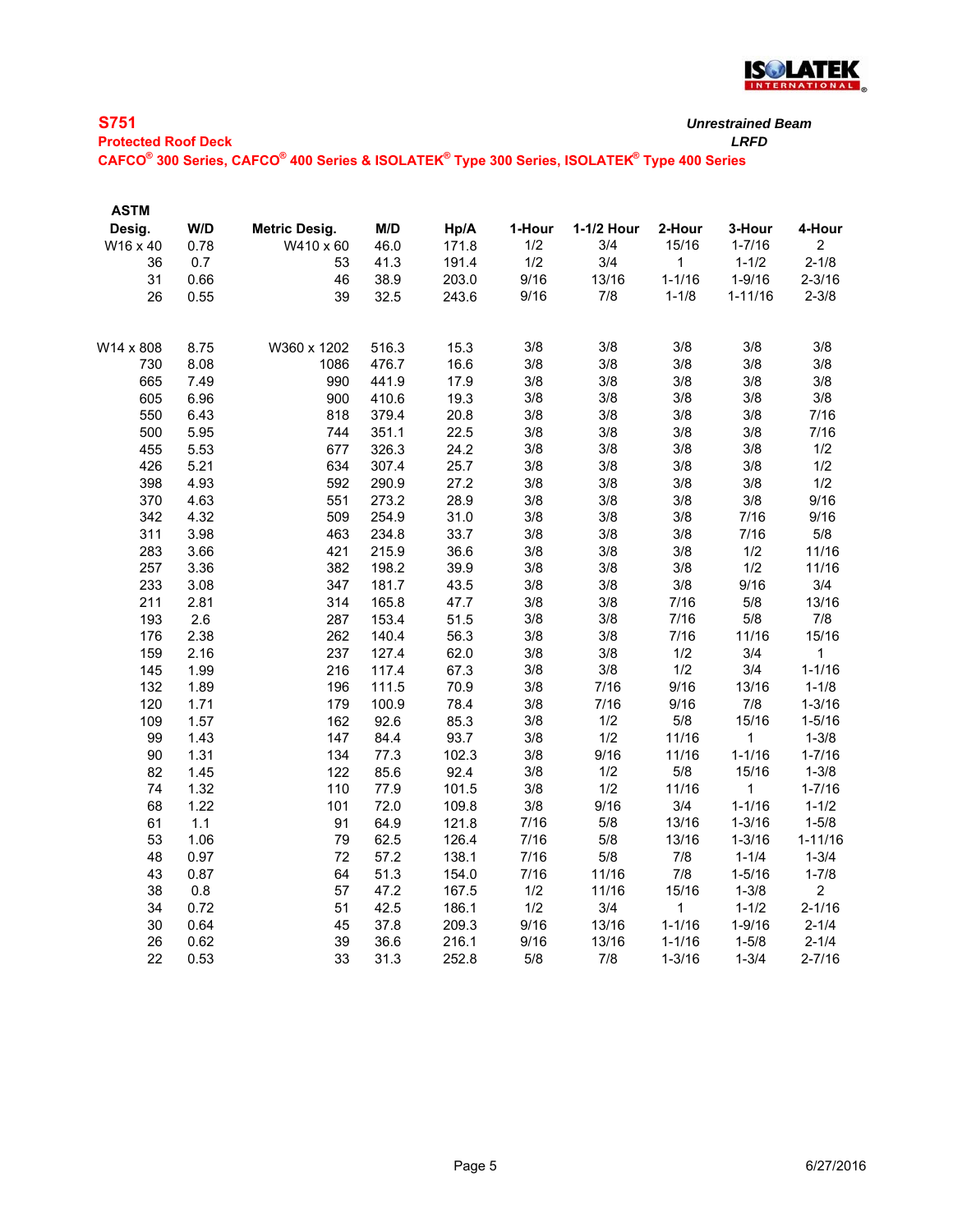## S751

**Protected Roof Deck**

**CAFCO® 300 Series, CAFCO® 400 Series & ISOLATEK® Type 300 Series, ISOLATEK® Type 400 Series**

***Unrestrained Beam***

***LRFD***

| ASTM Desig. | W/D | Metric Desig. | M/D | Hp/A | 1-Hour | 1-1/2 Hour | 2-Hour | 3-Hour | 4-Hour |
|---|---|---|---|---|---|---|---|---|---|
| W16 x 40 | 0.78 | W410 x 60 | 46.0 | 171.8 | 1/2 | 3/4 | 15/16 | 1-7/16 | 2 |
| 36 | 0.7 | 53 | 41.3 | 191.4 | 1/2 | 3/4 | 1 | 1-1/2 | 2-1/8 |
| 31 | 0.66 | 46 | 38.9 | 203.0 | 9/16 | 13/16 | 1-1/16 | 1-9/16 | 2-3/16 |
| 26 | 0.55 | 39 | 32.5 | 243.6 | 9/16 | 7/8 | 1-1/8 | 1-11/16 | 2-3/8 |
| | | | | | | | | | |
| W14 x 808 | 8.75 | W360 x 1202 | 516.3 | 15.3 | 3/8 | 3/8 | 3/8 | 3/8 | 3/8 |
| 730 | 8.08 | 1086 | 476.7 | 16.6 | 3/8 | 3/8 | 3/8 | 3/8 | 3/8 |
| 665 | 7.49 | 990 | 441.9 | 17.9 | 3/8 | 3/8 | 3/8 | 3/8 | 3/8 |
| 605 | 6.96 | 900 | 410.6 | 19.3 | 3/8 | 3/8 | 3/8 | 3/8 | 3/8 |
| 550 | 6.43 | 818 | 379.4 | 20.8 | 3/8 | 3/8 | 3/8 | 3/8 | 7/16 |
| 500 | 5.95 | 744 | 351.1 | 22.5 | 3/8 | 3/8 | 3/8 | 3/8 | 7/16 |
| 455 | 5.53 | 677 | 326.3 | 24.2 | 3/8 | 3/8 | 3/8 | 3/8 | 1/2 |
| 426 | 5.21 | 634 | 307.4 | 25.7 | 3/8 | 3/8 | 3/8 | 3/8 | 1/2 |
| 398 | 4.93 | 592 | 290.9 | 27.2 | 3/8 | 3/8 | 3/8 | 3/8 | 1/2 |
| 370 | 4.63 | 551 | 273.2 | 28.9 | 3/8 | 3/8 | 3/8 | 3/8 | 9/16 |
| 342 | 4.32 | 509 | 254.9 | 31.0 | 3/8 | 3/8 | 3/8 | 7/16 | 9/16 |
| 311 | 3.98 | 463 | 234.8 | 33.7 | 3/8 | 3/8 | 3/8 | 7/16 | 5/8 |
| 283 | 3.66 | 421 | 215.9 | 36.6 | 3/8 | 3/8 | 3/8 | 1/2 | 11/16 |
| 257 | 3.36 | 382 | 198.2 | 39.9 | 3/8 | 3/8 | 3/8 | 1/2 | 11/16 |
| 233 | 3.08 | 347 | 181.7 | 43.5 | 3/8 | 3/8 | 3/8 | 9/16 | 3/4 |
| 211 | 2.81 | 314 | 165.8 | 47.7 | 3/8 | 3/8 | 7/16 | 5/8 | 13/16 |
| 193 | 2.6 | 287 | 153.4 | 51.5 | 3/8 | 3/8 | 7/16 | 5/8 | 7/8 |
| 176 | 2.38 | 262 | 140.4 | 56.3 | 3/8 | 3/8 | 7/16 | 11/16 | 15/16 |
| 159 | 2.16 | 237 | 127.4 | 62.0 | 3/8 | 3/8 | 1/2 | 3/4 | 1 |
| 145 | 1.99 | 216 | 117.4 | 67.3 | 3/8 | 3/8 | 1/2 | 3/4 | 1-1/16 |
| 132 | 1.89 | 196 | 111.5 | 70.9 | 3/8 | 7/16 | 9/16 | 13/16 | 1-1/8 |
| 120 | 1.71 | 179 | 100.9 | 78.4 | 3/8 | 7/16 | 9/16 | 7/8 | 1-3/16 |
| 109 | 1.57 | 162 | 92.6 | 85.3 | 3/8 | 1/2 | 5/8 | 15/16 | 1-5/16 |
| 99 | 1.43 | 147 | 84.4 | 93.7 | 3/8 | 1/2 | 11/16 | 1 | 1-3/8 |
| 90 | 1.31 | 134 | 77.3 | 102.3 | 3/8 | 9/16 | 11/16 | 1-1/16 | 1-7/16 |
| 82 | 1.45 | 122 | 85.6 | 92.4 | 3/8 | 1/2 | 5/8 | 15/16 | 1-3/8 |
| 74 | 1.32 | 110 | 77.9 | 101.5 | 3/8 | 1/2 | 11/16 | 1 | 1-7/16 |
| 68 | 1.22 | 101 | 72.0 | 109.8 | 3/8 | 9/16 | 3/4 | 1-1/16 | 1-1/2 |
| 61 | 1.1 | 91 | 64.9 | 121.8 | 7/16 | 5/8 | 13/16 | 1-3/16 | 1-5/8 |
| 53 | 1.06 | 79 | 62.5 | 126.4 | 7/16 | 5/8 | 13/16 | 1-3/16 | 1-11/16 |
| 48 | 0.97 | 72 | 57.2 | 138.1 | 7/16 | 5/8 | 7/8 | 1-1/4 | 1-3/4 |
| 43 | 0.87 | 64 | 51.3 | 154.0 | 7/16 | 11/16 | 7/8 | 1-5/16 | 1-7/8 |
| 38 | 0.8 | 57 | 47.2 | 167.5 | 1/2 | 11/16 | 15/16 | 1-3/8 | 2 |
| 34 | 0.72 | 51 | 42.5 | 186.1 | 1/2 | 3/4 | 1 | 1-1/2 | 2-1/16 |
| 30 | 0.64 | 45 | 37.8 | 209.3 | 9/16 | 13/16 | 1-1/16 | 1-9/16 | 2-1/4 |
| 26 | 0.62 | 39 | 36.6 | 216.1 | 9/16 | 13/16 | 1-1/16 | 1-5/8 | 2-1/4 |
| 22 | 0.53 | 33 | 31.3 | 252.8 | 5/8 | 7/8 | 1-3/16 | 1-3/4 | 2-7/16 |

6/27/2016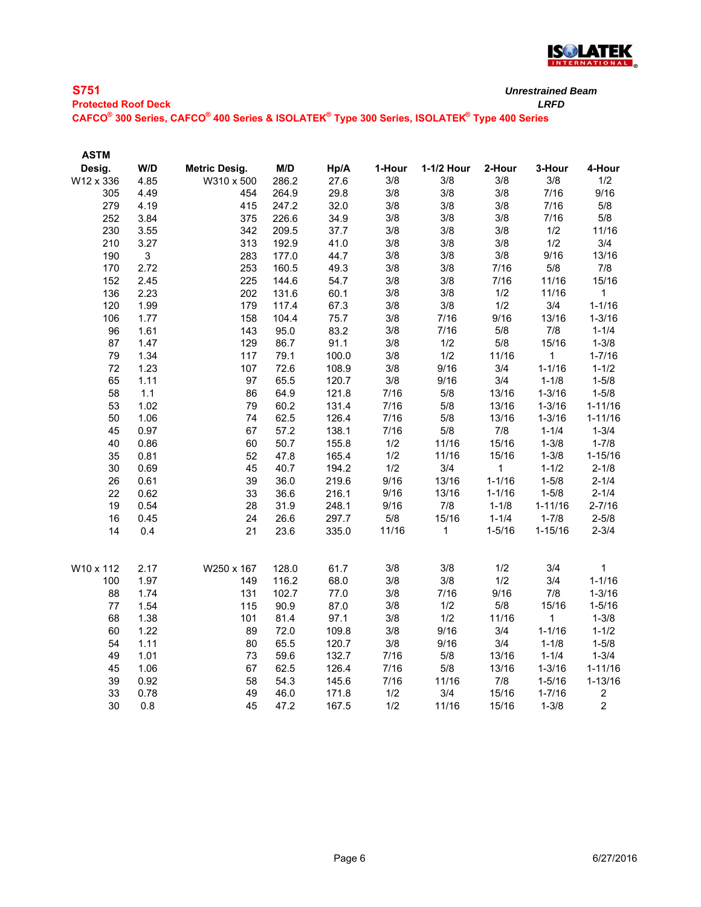ISOLATEK INTERNATIONAL

**S751** *Unrestrained Beam*

**Protected Roof Deck** *LRFD*

**CAFCO® 300 Series, CAFCO® 400 Series & ISOLATEK® Type 300 Series, ISOLATEK® Type 400 Series**

| ASTM Desig. | W/D | Metric Desig. | M/D | Hp/A | 1-Hour | 1-1/2 Hour | 2-Hour | 3-Hour | 4-Hour |
|---|---|---|---|---|---|---|---|---|---|
| W12 x 336 | 4.85 | W310 x 500 | 286.2 | 27.6 | 3/8 | 3/8 | 3/8 | 3/8 | 1/2 |
| 305 | 4.49 | 454 | 264.9 | 29.8 | 3/8 | 3/8 | 3/8 | 7/16 | 9/16 |
| 279 | 4.19 | 415 | 247.2 | 32.0 | 3/8 | 3/8 | 3/8 | 7/16 | 5/8 |
| 252 | 3.84 | 375 | 226.6 | 34.9 | 3/8 | 3/8 | 3/8 | 7/16 | 5/8 |
| 230 | 3.55 | 342 | 209.5 | 37.7 | 3/8 | 3/8 | 3/8 | 1/2 | 11/16 |
| 210 | 3.27 | 313 | 192.9 | 41.0 | 3/8 | 3/8 | 3/8 | 1/2 | 3/4 |
| 190 | 3 | 283 | 177.0 | 44.7 | 3/8 | 3/8 | 3/8 | 9/16 | 13/16 |
| 170 | 2.72 | 253 | 160.5 | 49.3 | 3/8 | 3/8 | 7/16 | 5/8 | 7/8 |
| 152 | 2.45 | 225 | 144.6 | 54.7 | 3/8 | 3/8 | 7/16 | 11/16 | 15/16 |
| 136 | 2.23 | 202 | 131.6 | 60.1 | 3/8 | 3/8 | 1/2 | 11/16 | 1 |
| 120 | 1.99 | 179 | 117.4 | 67.3 | 3/8 | 3/8 | 1/2 | 3/4 | 1-1/16 |
| 106 | 1.77 | 158 | 104.4 | 75.7 | 3/8 | 7/16 | 9/16 | 13/16 | 1-3/16 |
| 96 | 1.61 | 143 | 95.0 | 83.2 | 3/8 | 7/16 | 5/8 | 7/8 | 1-1/4 |
| 87 | 1.47 | 129 | 86.7 | 91.1 | 3/8 | 1/2 | 5/8 | 15/16 | 1-3/8 |
| 79 | 1.34 | 117 | 79.1 | 100.0 | 3/8 | 1/2 | 11/16 | 1 | 1-7/16 |
| 72 | 1.23 | 107 | 72.6 | 108.9 | 3/8 | 9/16 | 3/4 | 1-1/16 | 1-1/2 |
| 65 | 1.11 | 97 | 65.5 | 120.7 | 3/8 | 9/16 | 3/4 | 1-1/8 | 1-5/8 |
| 58 | 1.1 | 86 | 64.9 | 121.8 | 7/16 | 5/8 | 13/16 | 1-3/16 | 1-5/8 |
| 53 | 1.02 | 79 | 60.2 | 131.4 | 7/16 | 5/8 | 13/16 | 1-3/16 | 1-11/16 |
| 50 | 1.06 | 74 | 62.5 | 126.4 | 7/16 | 5/8 | 13/16 | 1-3/16 | 1-11/16 |
| 45 | 0.97 | 67 | 57.2 | 138.1 | 7/16 | 5/8 | 7/8 | 1-1/4 | 1-3/4 |
| 40 | 0.86 | 60 | 50.7 | 155.8 | 1/2 | 11/16 | 15/16 | 1-3/8 | 1-7/8 |
| 35 | 0.81 | 52 | 47.8 | 165.4 | 1/2 | 11/16 | 15/16 | 1-3/8 | 1-15/16 |
| 30 | 0.69 | 45 | 40.7 | 194.2 | 1/2 | 3/4 | 1 | 1-1/2 | 2-1/8 |
| 26 | 0.61 | 39 | 36.0 | 219.6 | 9/16 | 13/16 | 1-1/16 | 1-5/8 | 2-1/4 |
| 22 | 0.62 | 33 | 36.6 | 216.1 | 9/16 | 13/16 | 1-1/16 | 1-5/8 | 2-1/4 |
| 19 | 0.54 | 28 | 31.9 | 248.1 | 9/16 | 7/8 | 1-1/8 | 1-11/16 | 2-7/16 |
| 16 | 0.45 | 24 | 26.6 | 297.7 | 5/8 | 15/16 | 1-1/4 | 1-7/8 | 2-5/8 |
| 14 | 0.4 | 21 | 23.6 | 335.0 | 11/16 | 1 | 1-5/16 | 1-15/16 | 2-3/4 |
| | | | | | | | | | |
| W10 x 112 | 2.17 | W250 x 167 | 128.0 | 61.7 | 3/8 | 3/8 | 1/2 | 3/4 | 1 |
| 100 | 1.97 | 149 | 116.2 | 68.0 | 3/8 | 3/8 | 1/2 | 3/4 | 1-1/16 |
| 88 | 1.74 | 131 | 102.7 | 77.0 | 3/8 | 7/16 | 9/16 | 7/8 | 1-3/16 |
| 77 | 1.54 | 115 | 90.9 | 87.0 | 3/8 | 1/2 | 5/8 | 15/16 | 1-5/16 |
| 68 | 1.38 | 101 | 81.4 | 97.1 | 3/8 | 1/2 | 11/16 | 1 | 1-3/8 |
| 60 | 1.22 | 89 | 72.0 | 109.8 | 3/8 | 9/16 | 3/4 | 1-1/16 | 1-1/2 |
| 54 | 1.11 | 80 | 65.5 | 120.7 | 3/8 | 9/16 | 3/4 | 1-1/8 | 1-5/8 |
| 49 | 1.01 | 73 | 59.6 | 132.7 | 7/16 | 5/8 | 13/16 | 1-1/4 | 1-3/4 |
| 45 | 1.06 | 67 | 62.5 | 126.4 | 7/16 | 5/8 | 13/16 | 1-3/16 | 1-11/16 |
| 39 | 0.92 | 58 | 54.3 | 145.6 | 7/16 | 11/16 | 7/8 | 1-5/16 | 1-13/16 |
| 33 | 0.78 | 49 | 46.0 | 171.8 | 1/2 | 3/4 | 15/16 | 1-7/16 | 2 |
| 30 | 0.8 | 45 | 47.2 | 167.5 | 1/2 | 11/16 | 15/16 | 1-3/8 | 2 |

6/27/2016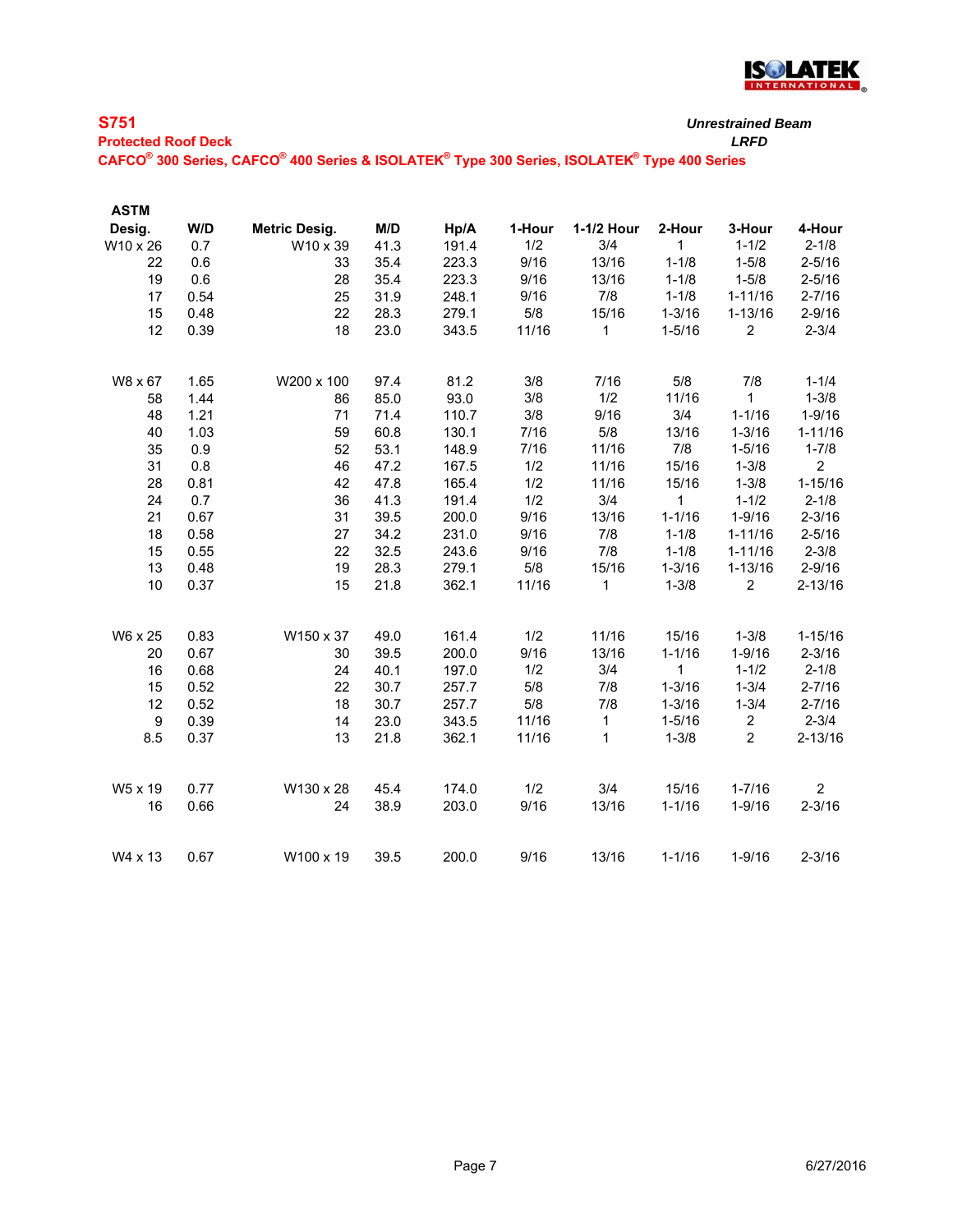**S751**

*Unrestrained Beam*

**Protected Roof Deck**

*LRFD*

**CAFCO® 300 Series, CAFCO® 400 Series & ISOLATEK® Type 300 Series, ISOLATEK® Type 400 Series**

| ASTM Desig. | W/D | Metric Desig. | M/D | Hp/A | 1-Hour | 1-1/2 Hour | 2-Hour | 3-Hour | 4-Hour |
|---|---|---|---|---|---|---|---|---|---|
| W10 x 26 | 0.7 | W10 x 39 | 41.3 | 191.4 | 1/2 | 3/4 | 1 | 1-1/2 | 2-1/8 |
| 22 | 0.6 | 33 | 35.4 | 223.3 | 9/16 | 13/16 | 1-1/8 | 1-5/8 | 2-5/16 |
| 19 | 0.6 | 28 | 35.4 | 223.3 | 9/16 | 13/16 | 1-1/8 | 1-5/8 | 2-5/16 |
| 17 | 0.54 | 25 | 31.9 | 248.1 | 9/16 | 7/8 | 1-1/8 | 1-11/16 | 2-7/16 |
| 15 | 0.48 | 22 | 28.3 | 279.1 | 5/8 | 15/16 | 1-3/16 | 1-13/16 | 2-9/16 |
| 12 | 0.39 | 18 | 23.0 | 343.5 | 11/16 | 1 | 1-5/16 | 2 | 2-3/4 |
| | | | | | | | | | |
| W8 x 67 | 1.65 | W200 x 100 | 97.4 | 81.2 | 3/8 | 7/16 | 5/8 | 7/8 | 1-1/4 |
| 58 | 1.44 | 86 | 85.0 | 93.0 | 3/8 | 1/2 | 11/16 | 1 | 1-3/8 |
| 48 | 1.21 | 71 | 71.4 | 110.7 | 3/8 | 9/16 | 3/4 | 1-1/16 | 1-9/16 |
| 40 | 1.03 | 59 | 60.8 | 130.1 | 7/16 | 5/8 | 13/16 | 1-3/16 | 1-11/16 |
| 35 | 0.9 | 52 | 53.1 | 148.9 | 7/16 | 11/16 | 7/8 | 1-5/16 | 1-7/8 |
| 31 | 0.8 | 46 | 47.2 | 167.5 | 1/2 | 11/16 | 15/16 | 1-3/8 | 2 |
| 28 | 0.81 | 42 | 47.8 | 165.4 | 1/2 | 11/16 | 15/16 | 1-3/8 | 1-15/16 |
| 24 | 0.7 | 36 | 41.3 | 191.4 | 1/2 | 3/4 | 1 | 1-1/2 | 2-1/8 |
| 21 | 0.67 | 31 | 39.5 | 200.0 | 9/16 | 13/16 | 1-1/16 | 1-9/16 | 2-3/16 |
| 18 | 0.58 | 27 | 34.2 | 231.0 | 9/16 | 7/8 | 1-1/8 | 1-11/16 | 2-5/16 |
| 15 | 0.55 | 22 | 32.5 | 243.6 | 9/16 | 7/8 | 1-1/8 | 1-11/16 | 2-3/8 |
| 13 | 0.48 | 19 | 28.3 | 279.1 | 5/8 | 15/16 | 1-3/16 | 1-13/16 | 2-9/16 |
| 10 | 0.37 | 15 | 21.8 | 362.1 | 11/16 | 1 | 1-3/8 | 2 | 2-13/16 |
| | | | | | | | | | |
| W6 x 25 | 0.83 | W150 x 37 | 49.0 | 161.4 | 1/2 | 11/16 | 15/16 | 1-3/8 | 1-15/16 |
| 20 | 0.67 | 30 | 39.5 | 200.0 | 9/16 | 13/16 | 1-1/16 | 1-9/16 | 2-3/16 |
| 16 | 0.68 | 24 | 40.1 | 197.0 | 1/2 | 3/4 | 1 | 1-1/2 | 2-1/8 |
| 15 | 0.52 | 22 | 30.7 | 257.7 | 5/8 | 7/8 | 1-3/16 | 1-3/4 | 2-7/16 |
| 12 | 0.52 | 18 | 30.7 | 257.7 | 5/8 | 7/8 | 1-3/16 | 1-3/4 | 2-7/16 |
| 9 | 0.39 | 14 | 23.0 | 343.5 | 11/16 | 1 | 1-5/16 | 2 | 2-3/4 |
| 8.5 | 0.37 | 13 | 21.8 | 362.1 | 11/16 | 1 | 1-3/8 | 2 | 2-13/16 |
| | | | | | | | | | |
| W5 x 19 | 0.77 | W130 x 28 | 45.4 | 174.0 | 1/2 | 3/4 | 15/16 | 1-7/16 | 2 |
| 16 | 0.66 | 24 | 38.9 | 203.0 | 9/16 | 13/16 | 1-1/16 | 1-9/16 | 2-3/16 |
| | | | | | | | | | |
| W4 x 13 | 0.67 | W100 x 19 | 39.5 | 200.0 | 9/16 | 13/16 | 1-1/16 | 1-9/16 | 2-3/16 |

6/27/2016